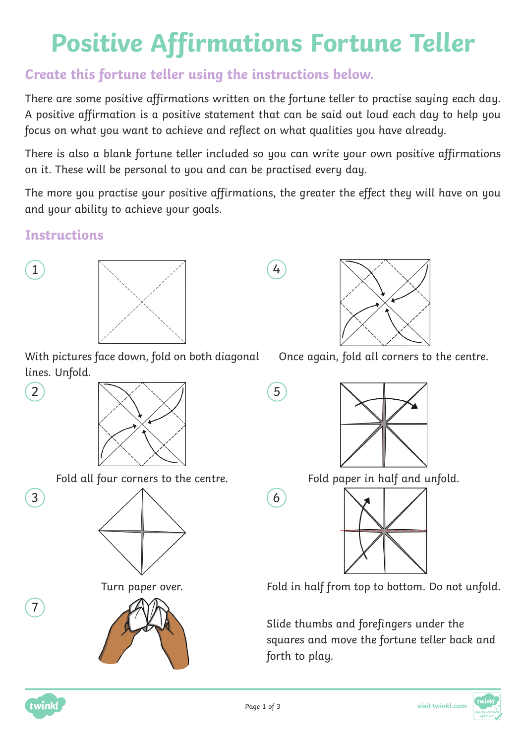# Positive Affirmations Fortune Teller

## Create this fortune teller using the instructions below.

There are some positive affirmations written on the fortune teller to practise saying each day. A positive affirmation is a positive statement that can be said out loud each day to help you focus on what you want to achieve and reflect on what qualities you have already.

There is also a blank fortune teller included so you can write your own positive affirmations on it. These will be personal to you and can be practised every day.

The more you practise your positive affirmations, the greater the effect they will have on you and your ability to achieve your goals.

## Instructions

1. With pictures face down, fold on both diagonal lines. Unfold.
2. Fold all four corners to the centre.
3. Turn paper over.
4. Once again, fold all corners to the centre.
5. Fold paper in half and unfold.
6. Fold in half from top to bottom. Do not unfold.
7. Slide thumbs and forefingers under the squares and move the fortune teller back and forth to play.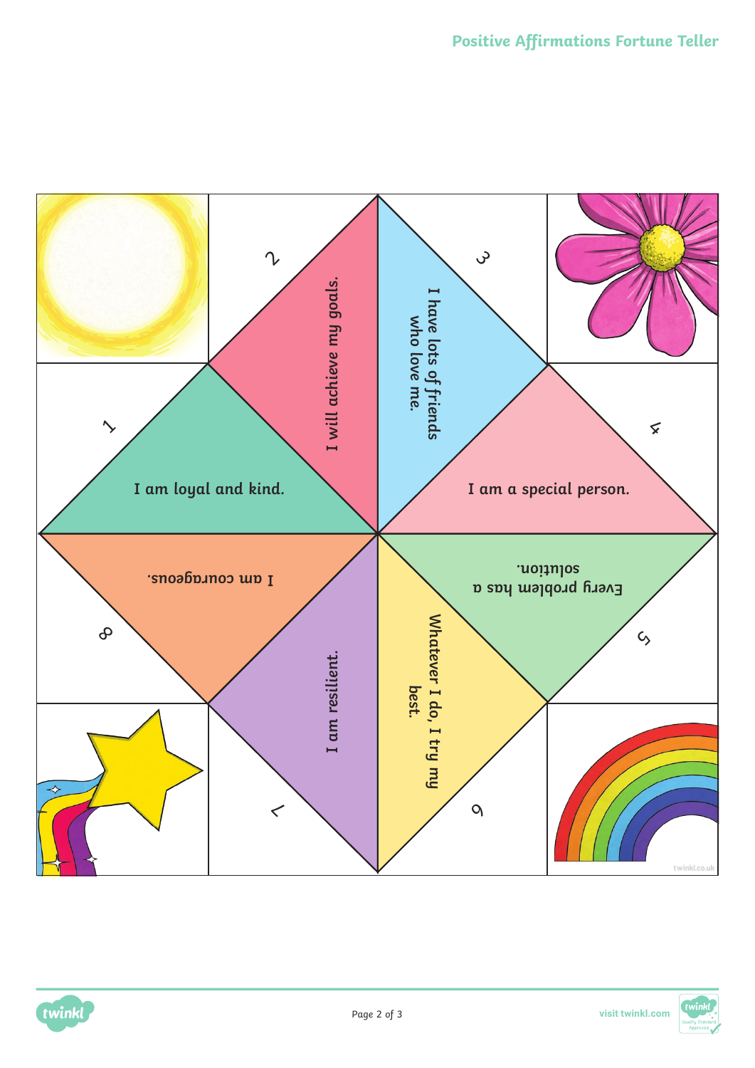# Positive Affirmations Fortune Teller

1

I am loyal and kind.

2

I will achieve my goals.

3

I have lots of friends who love me.

4

I am a special person.

5

Every problem has a solution.

6

Whatever I do, I try my best.

7

I am resilient.

8

I am courageous.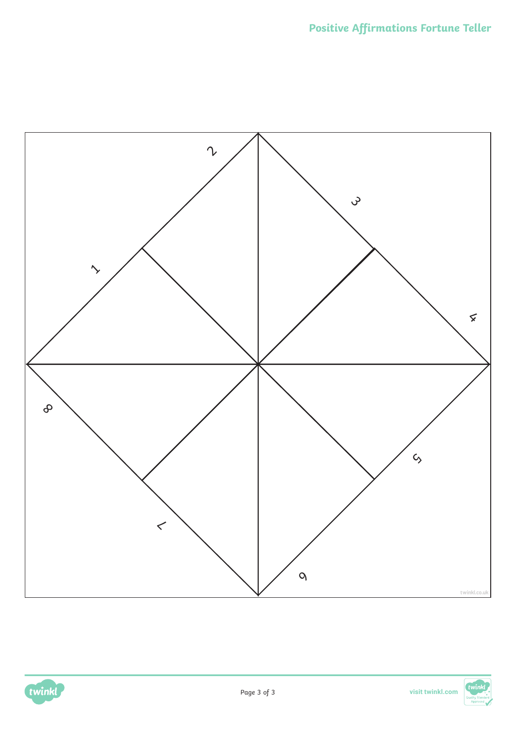2

3

1

4

8

5

7

6

twinkl.co.uk